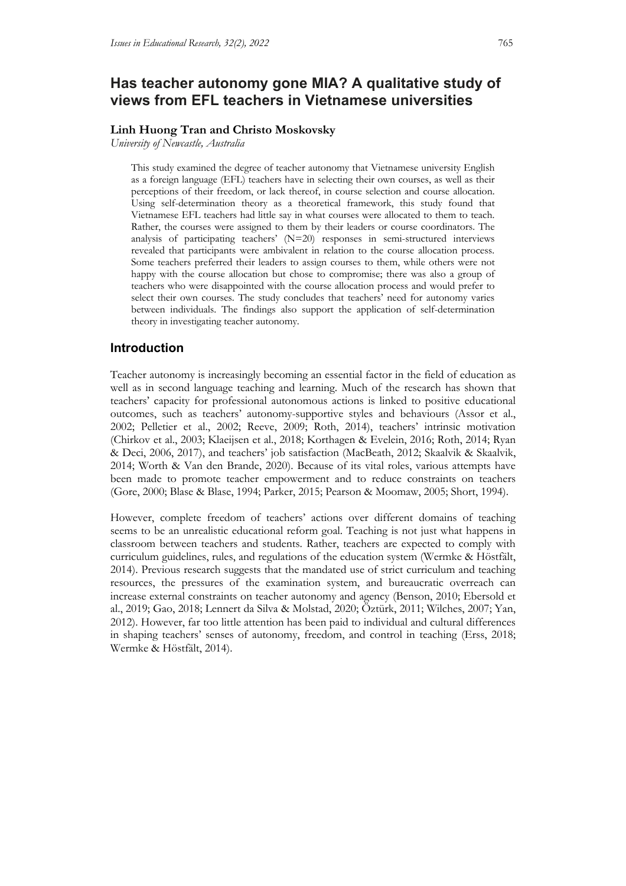# Has teacher autonomy gone MIA? A qualitative study of views from EFL teachers in Vietnamese universities

**Linh Huong Tran and Christo Moskovsky**

*University of Newcastle, Australia*

This study examined the degree of teacher autonomy that Vietnamese university English as a foreign language (EFL) teachers have in selecting their own courses, as well as their perceptions of their freedom, or lack thereof, in course selection and course allocation. Using self-determination theory as a theoretical framework, this study found that Vietnamese EFL teachers had little say in what courses were allocated to them to teach. Rather, the courses were assigned to them by their leaders or course coordinators. The analysis of participating teachers' (N=20) responses in semi-structured interviews revealed that participants were ambivalent in relation to the course allocation process. Some teachers preferred their leaders to assign courses to them, while others were not happy with the course allocation but chose to compromise; there was also a group of teachers who were disappointed with the course allocation process and would prefer to select their own courses. The study concludes that teachers' need for autonomy varies between individuals. The findings also support the application of self-determination theory in investigating teacher autonomy.

## Introduction

Teacher autonomy is increasingly becoming an essential factor in the field of education as well as in second language teaching and learning. Much of the research has shown that teachers' capacity for professional autonomous actions is linked to positive educational outcomes, such as teachers' autonomy-supportive styles and behaviours (Assor et al., 2002; Pelletier et al., 2002; Reeve, 2009; Roth, 2014), teachers' intrinsic motivation (Chirkov et al., 2003; Klaeijsen et al., 2018; Korthagen & Evelein, 2016; Roth, 2014; Ryan & Deci, 2006, 2017), and teachers' job satisfaction (MacBeath, 2012; Skaalvik & Skaalvik, 2014; Worth & Van den Brande, 2020). Because of its vital roles, various attempts have been made to promote teacher empowerment and to reduce constraints on teachers (Gore, 2000; Blase & Blase, 1994; Parker, 2015; Pearson & Moomaw, 2005; Short, 1994).

However, complete freedom of teachers' actions over different domains of teaching seems to be an unrealistic educational reform goal. Teaching is not just what happens in classroom between teachers and students. Rather, teachers are expected to comply with curriculum guidelines, rules, and regulations of the education system (Wermke & Höstfält, 2014). Previous research suggests that the mandated use of strict curriculum and teaching resources, the pressures of the examination system, and bureaucratic overreach can increase external constraints on teacher autonomy and agency (Benson, 2010; Ebersold et al., 2019; Gao, 2018; Lennert da Silva & Molstad, 2020; Öztürk, 2011; Wilches, 2007; Yan, 2012). However, far too little attention has been paid to individual and cultural differences in shaping teachers' senses of autonomy, freedom, and control in teaching (Erss, 2018; Wermke & Höstfält, 2014).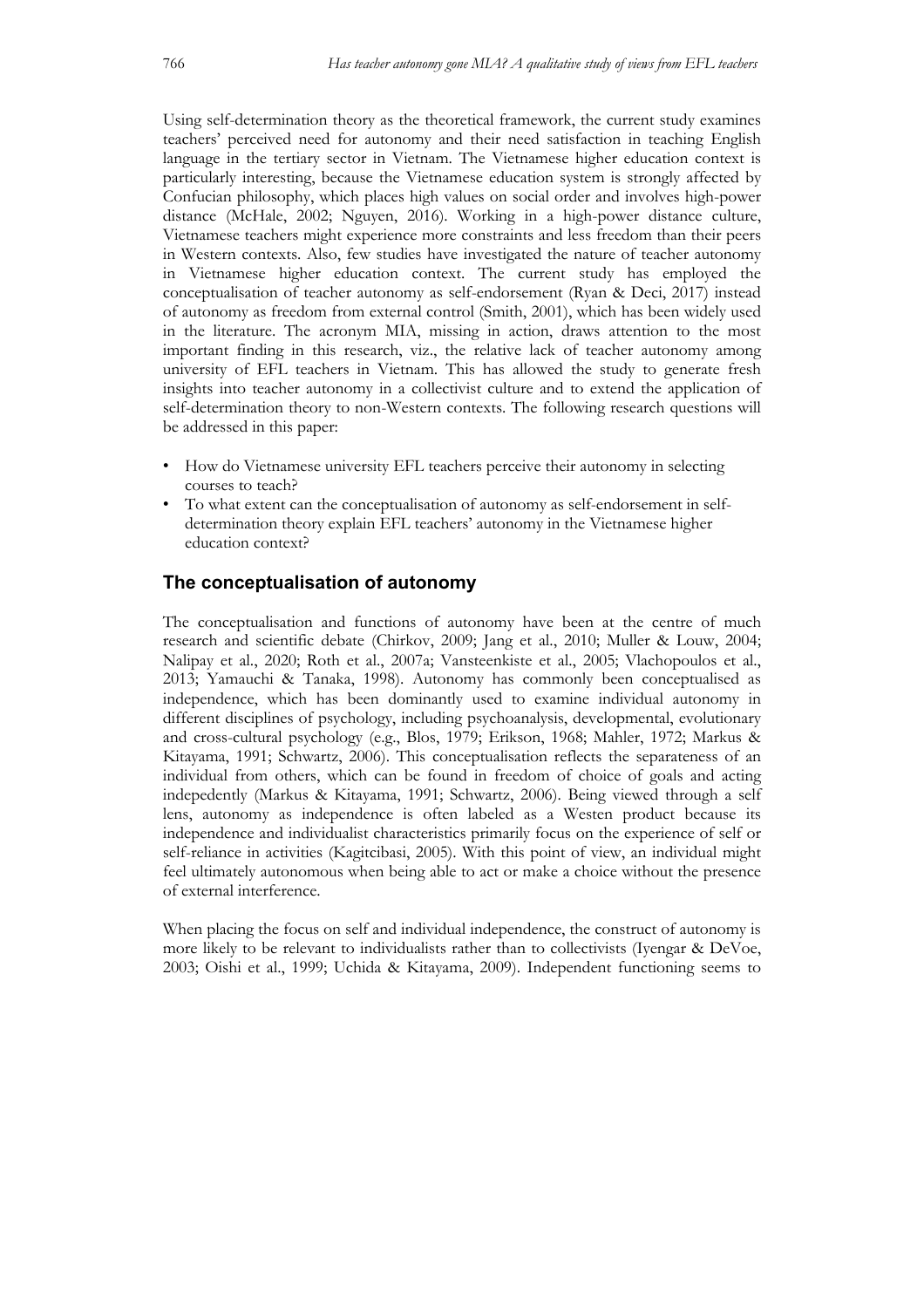Using self-determination theory as the theoretical framework, the current study examines teachers' perceived need for autonomy and their need satisfaction in teaching English language in the tertiary sector in Vietnam. The Vietnamese higher education context is particularly interesting, because the Vietnamese education system is strongly affected by Confucian philosophy, which places high values on social order and involves high-power distance (McHale, 2002; Nguyen, 2016). Working in a high-power distance culture, Vietnamese teachers might experience more constraints and less freedom than their peers in Western contexts. Also, few studies have investigated the nature of teacher autonomy in Vietnamese higher education context. The current study has employed the conceptualisation of teacher autonomy as self-endorsement (Ryan & Deci, 2017) instead of autonomy as freedom from external control (Smith, 2001), which has been widely used in the literature. The acronym MIA, missing in action, draws attention to the most important finding in this research, viz., the relative lack of teacher autonomy among university of EFL teachers in Vietnam. This has allowed the study to generate fresh insights into teacher autonomy in a collectivist culture and to extend the application of self-determination theory to non-Western contexts. The following research questions will be addressed in this paper:

- How do Vietnamese university EFL teachers perceive their autonomy in selecting courses to teach?
- To what extent can the conceptualisation of autonomy as self-endorsement in self-determination theory explain EFL teachers' autonomy in the Vietnamese higher education context?

## The conceptualisation of autonomy

The conceptualisation and functions of autonomy have been at the centre of much research and scientific debate (Chirkov, 2009; Jang et al., 2010; Muller & Louw, 2004; Nalipay et al., 2020; Roth et al., 2007a; Vansteenkiste et al., 2005; Vlachopoulos et al., 2013; Yamauchi & Tanaka, 1998). Autonomy has commonly been conceptualised as independence, which has been dominantly used to examine individual autonomy in different disciplines of psychology, including psychoanalysis, developmental, evolutionary and cross-cultural psychology (e.g., Blos, 1979; Erikson, 1968; Mahler, 1972; Markus & Kitayama, 1991; Schwartz, 2006). This conceptualisation reflects the separateness of an individual from others, which can be found in freedom of choice of goals and acting indepedently (Markus & Kitayama, 1991; Schwartz, 2006). Being viewed through a self lens, autonomy as independence is often labeled as a Westen product because its independence and individualist characteristics primarily focus on the experience of self or self-reliance in activities (Kagitcibasi, 2005). With this point of view, an individual might feel ultimately autonomous when being able to act or make a choice without the presence of external interference.

When placing the focus on self and individual independence, the construct of autonomy is more likely to be relevant to individualists rather than to collectivists (Iyengar & DeVoe, 2003; Oishi et al., 1999; Uchida & Kitayama, 2009). Independent functioning seems to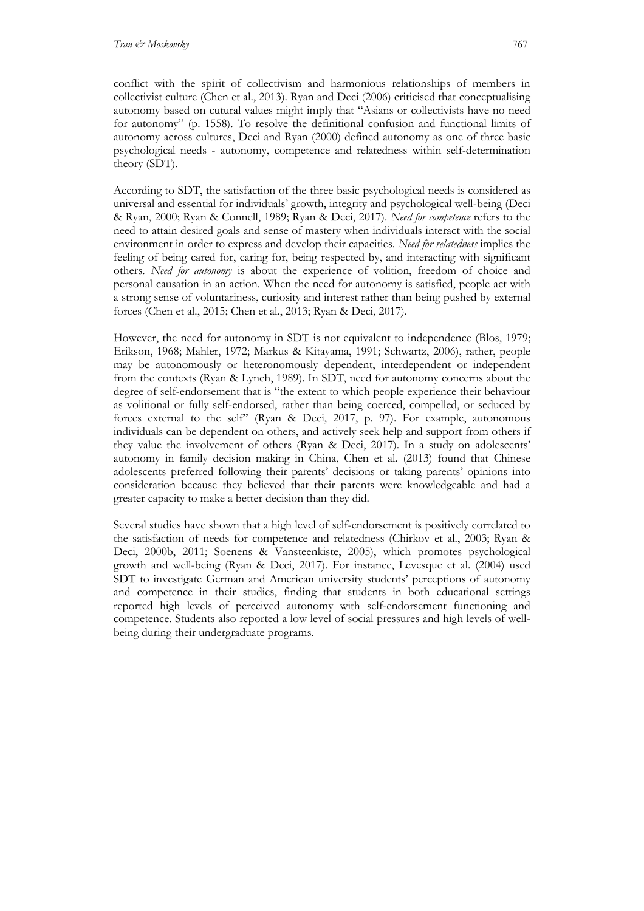conflict with the spirit of collectivism and harmonious relationships of members in collectivist culture (Chen et al., 2013). Ryan and Deci (2006) criticised that conceptualising autonomy based on cutural values might imply that "Asians or collectivists have no need for autonomy" (p. 1558). To resolve the definitional confusion and functional limits of autonomy across cultures, Deci and Ryan (2000) defined autonomy as one of three basic psychological needs - autonomy, competence and relatedness within self-determination theory (SDT).

According to SDT, the satisfaction of the three basic psychological needs is considered as universal and essential for individuals' growth, integrity and psychological well-being (Deci & Ryan, 2000; Ryan & Connell, 1989; Ryan & Deci, 2017). *Need for competence* refers to the need to attain desired goals and sense of mastery when individuals interact with the social environment in order to express and develop their capacities. *Need for relatedness* implies the feeling of being cared for, caring for, being respected by, and interacting with significant others. *Need for autonomy* is about the experience of volition, freedom of choice and personal causation in an action. When the need for autonomy is satisfied, people act with a strong sense of voluntariness, curiosity and interest rather than being pushed by external forces (Chen et al., 2015; Chen et al., 2013; Ryan & Deci, 2017).

However, the need for autonomy in SDT is not equivalent to independence (Blos, 1979; Erikson, 1968; Mahler, 1972; Markus & Kitayama, 1991; Schwartz, 2006), rather, people may be autonomously or heteronomously dependent, interdependent or independent from the contexts (Ryan & Lynch, 1989). In SDT, need for autonomy concerns about the degree of self-endorsement that is "the extent to which people experience their behaviour as volitional or fully self-endorsed, rather than being coerced, compelled, or seduced by forces external to the self" (Ryan & Deci, 2017, p. 97). For example, autonomous individuals can be dependent on others, and actively seek help and support from others if they value the involvement of others (Ryan & Deci, 2017). In a study on adolescents' autonomy in family decision making in China, Chen et al. (2013) found that Chinese adolescents preferred following their parents' decisions or taking parents' opinions into consideration because they believed that their parents were knowledgeable and had a greater capacity to make a better decision than they did.

Several studies have shown that a high level of self-endorsement is positively correlated to the satisfaction of needs for competence and relatedness (Chirkov et al., 2003; Ryan & Deci, 2000b, 2011; Soenens & Vansteenkiste, 2005), which promotes psychological growth and well-being (Ryan & Deci, 2017). For instance, Levesque et al. (2004) used SDT to investigate German and American university students' perceptions of autonomy and competence in their studies, finding that students in both educational settings reported high levels of perceived autonomy with self-endorsement functioning and competence. Students also reported a low level of social pressures and high levels of well-being during their undergraduate programs.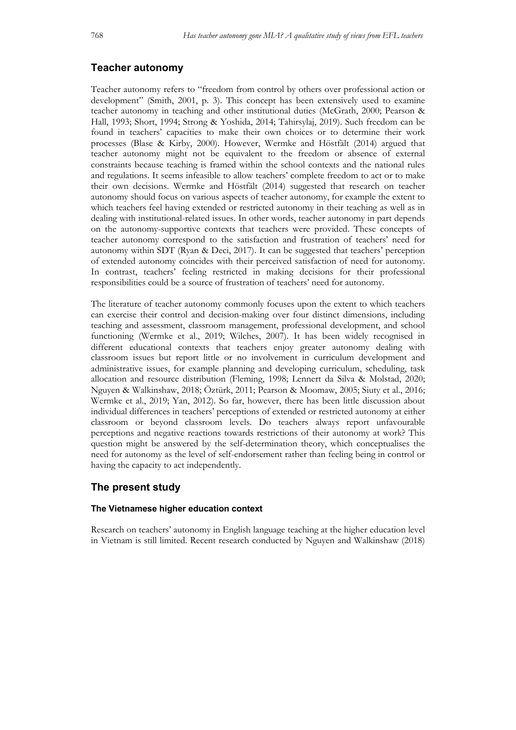## Teacher autonomy

Teacher autonomy refers to "freedom from control by others over professional action or development" (Smith, 2001, p. 3). This concept has been extensively used to examine teacher autonomy in teaching and other institutional duties (McGrath, 2000; Pearson & Hall, 1993; Short, 1994; Strong & Yoshida, 2014; Tahirsylaj, 2019). Such freedom can be found in teachers' capacities to make their own choices or to determine their work processes (Blase & Kirby, 2000). However, Wermke and Höstfält (2014) argued that teacher autonomy might not be equivalent to the freedom or absence of external constraints because teaching is framed within the school contexts and the national rules and regulations. It seems infeasible to allow teachers' complete freedom to act or to make their own decisions. Wermke and Höstfält (2014) suggested that research on teacher autonomy should focus on various aspects of teacher autonomy, for example the extent to which teachers feel having extended or restricted autonomy in their teaching as well as in dealing with institutional-related issues. In other words, teacher autonomy in part depends on the autonomy-supportive contexts that teachers were provided. These concepts of teacher autonomy correspond to the satisfaction and frustration of teachers' need for autonomy within SDT (Ryan & Deci, 2017). It can be suggested that teachers' perception of extended autonomy coincides with their perceived satisfaction of need for autonomy. In contrast, teachers' feeling restricted in making decisions for their professional responsibilities could be a source of frustration of teachers' need for autonomy.

The literature of teacher autonomy commonly focuses upon the extent to which teachers can exercise their control and decision-making over four distinct dimensions, including teaching and assessment, classroom management, professional development, and school functioning (Wermke et al., 2019; Wilches, 2007). It has been widely recognised in different educational contexts that teachers enjoy greater autonomy dealing with classroom issues but report little or no involvement in curriculum development and administrative issues, for example planning and developing curriculum, scheduling, task allocation and resource distribution (Fleming, 1998; Lennert da Silva & Molstad, 2020; Nguyen & Walkinshaw, 2018; Öztürk, 2011; Pearson & Moomaw, 2005; Siuty et al., 2016; Wermke et al., 2019; Yan, 2012). So far, however, there has been little discussion about individual differences in teachers' perceptions of extended or restricted autonomy at either classroom or beyond classroom levels. Do teachers always report unfavourable perceptions and negative reactions towards restrictions of their autonomy at work? This question might be answered by the self-determination theory, which conceptualises the need for autonomy as the level of self-endorsement rather than feeling being in control or having the capacity to act independently.

## The present study

### The Vietnamese higher education context

Research on teachers' autonomy in English language teaching at the higher education level in Vietnam is still limited. Recent research conducted by Nguyen and Walkinshaw (2018)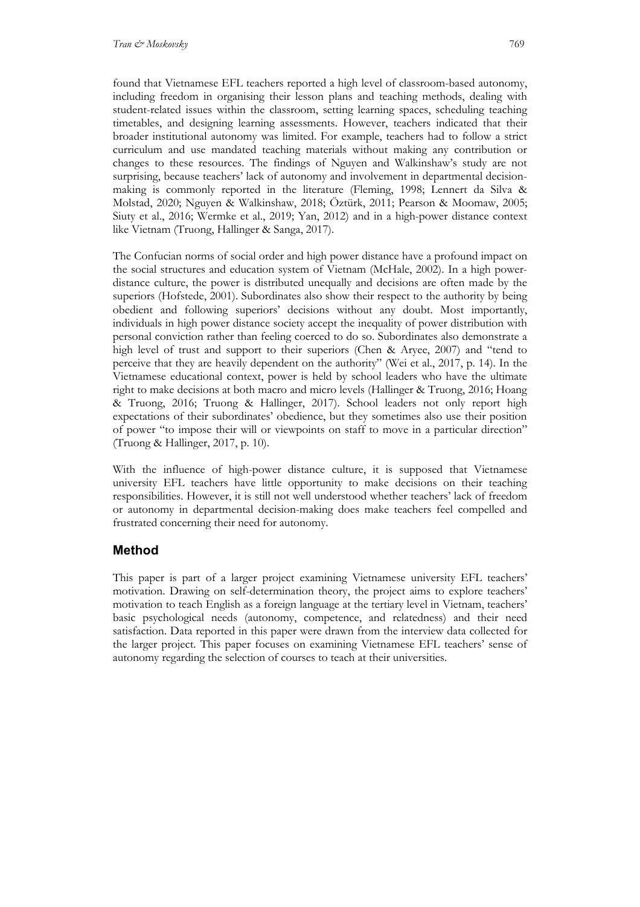found that Vietnamese EFL teachers reported a high level of classroom-based autonomy, including freedom in organising their lesson plans and teaching methods, dealing with student-related issues within the classroom, setting learning spaces, scheduling teaching timetables, and designing learning assessments. However, teachers indicated that their broader institutional autonomy was limited. For example, teachers had to follow a strict curriculum and use mandated teaching materials without making any contribution or changes to these resources. The findings of Nguyen and Walkinshaw's study are not surprising, because teachers' lack of autonomy and involvement in departmental decision-making is commonly reported in the literature (Fleming, 1998; Lennert da Silva & Molstad, 2020; Nguyen & Walkinshaw, 2018; Öztürk, 2011; Pearson & Moomaw, 2005; Siuty et al., 2016; Wermke et al., 2019; Yan, 2012) and in a high-power distance context like Vietnam (Truong, Hallinger & Sanga, 2017).

The Confucian norms of social order and high power distance have a profound impact on the social structures and education system of Vietnam (McHale, 2002). In a high power-distance culture, the power is distributed unequally and decisions are often made by the superiors (Hofstede, 2001). Subordinates also show their respect to the authority by being obedient and following superiors' decisions without any doubt. Most importantly, individuals in high power distance society accept the inequality of power distribution with personal conviction rather than feeling coerced to do so. Subordinates also demonstrate a high level of trust and support to their superiors (Chen & Aryee, 2007) and "tend to perceive that they are heavily dependent on the authority" (Wei et al., 2017, p. 14). In the Vietnamese educational context, power is held by school leaders who have the ultimate right to make decisions at both macro and micro levels (Hallinger & Truong, 2016; Hoang & Truong, 2016; Truong & Hallinger, 2017). School leaders not only report high expectations of their subordinates' obedience, but they sometimes also use their position of power "to impose their will or viewpoints on staff to move in a particular direction" (Truong & Hallinger, 2017, p. 10).

With the influence of high-power distance culture, it is supposed that Vietnamese university EFL teachers have little opportunity to make decisions on their teaching responsibilities. However, it is still not well understood whether teachers' lack of freedom or autonomy in departmental decision-making does make teachers feel compelled and frustrated concerning their need for autonomy.

## Method

This paper is part of a larger project examining Vietnamese university EFL teachers' motivation. Drawing on self-determination theory, the project aims to explore teachers' motivation to teach English as a foreign language at the tertiary level in Vietnam, teachers' basic psychological needs (autonomy, competence, and relatedness) and their need satisfaction. Data reported in this paper were drawn from the interview data collected for the larger project. This paper focuses on examining Vietnamese EFL teachers' sense of autonomy regarding the selection of courses to teach at their universities.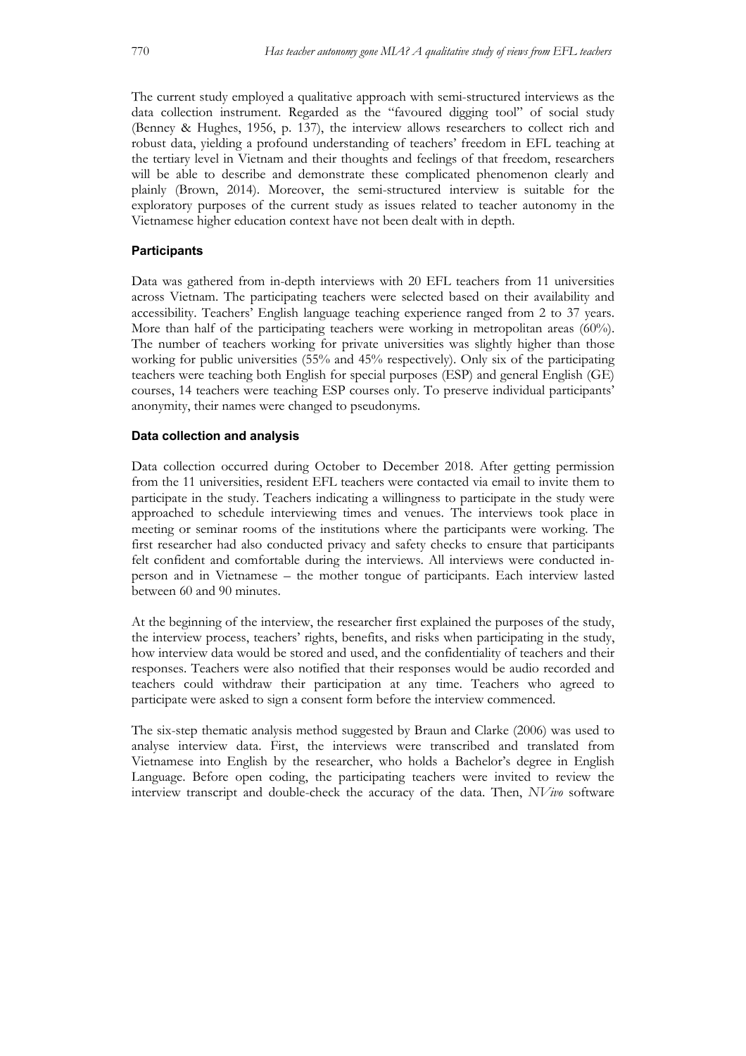The current study employed a qualitative approach with semi-structured interviews as the data collection instrument. Regarded as the "favoured digging tool" of social study (Benney & Hughes, 1956, p. 137), the interview allows researchers to collect rich and robust data, yielding a profound understanding of teachers' freedom in EFL teaching at the tertiary level in Vietnam and their thoughts and feelings of that freedom, researchers will be able to describe and demonstrate these complicated phenomenon clearly and plainly (Brown, 2014). Moreover, the semi-structured interview is suitable for the exploratory purposes of the current study as issues related to teacher autonomy in the Vietnamese higher education context have not been dealt with in depth.

### Participants

Data was gathered from in-depth interviews with 20 EFL teachers from 11 universities across Vietnam. The participating teachers were selected based on their availability and accessibility. Teachers' English language teaching experience ranged from 2 to 37 years. More than half of the participating teachers were working in metropolitan areas (60%). The number of teachers working for private universities was slightly higher than those working for public universities (55% and 45% respectively). Only six of the participating teachers were teaching both English for special purposes (ESP) and general English (GE) courses, 14 teachers were teaching ESP courses only. To preserve individual participants' anonymity, their names were changed to pseudonyms.

### Data collection and analysis

Data collection occurred during October to December 2018. After getting permission from the 11 universities, resident EFL teachers were contacted via email to invite them to participate in the study. Teachers indicating a willingness to participate in the study were approached to schedule interviewing times and venues. The interviews took place in meeting or seminar rooms of the institutions where the participants were working. The first researcher had also conducted privacy and safety checks to ensure that participants felt confident and comfortable during the interviews. All interviews were conducted in-person and in Vietnamese – the mother tongue of participants. Each interview lasted between 60 and 90 minutes.

At the beginning of the interview, the researcher first explained the purposes of the study, the interview process, teachers' rights, benefits, and risks when participating in the study, how interview data would be stored and used, and the confidentiality of teachers and their responses. Teachers were also notified that their responses would be audio recorded and teachers could withdraw their participation at any time. Teachers who agreed to participate were asked to sign a consent form before the interview commenced.

The six-step thematic analysis method suggested by Braun and Clarke (2006) was used to analyse interview data. First, the interviews were transcribed and translated from Vietnamese into English by the researcher, who holds a Bachelor's degree in English Language. Before open coding, the participating teachers were invited to review the interview transcript and double-check the accuracy of the data. Then, *NVivo* software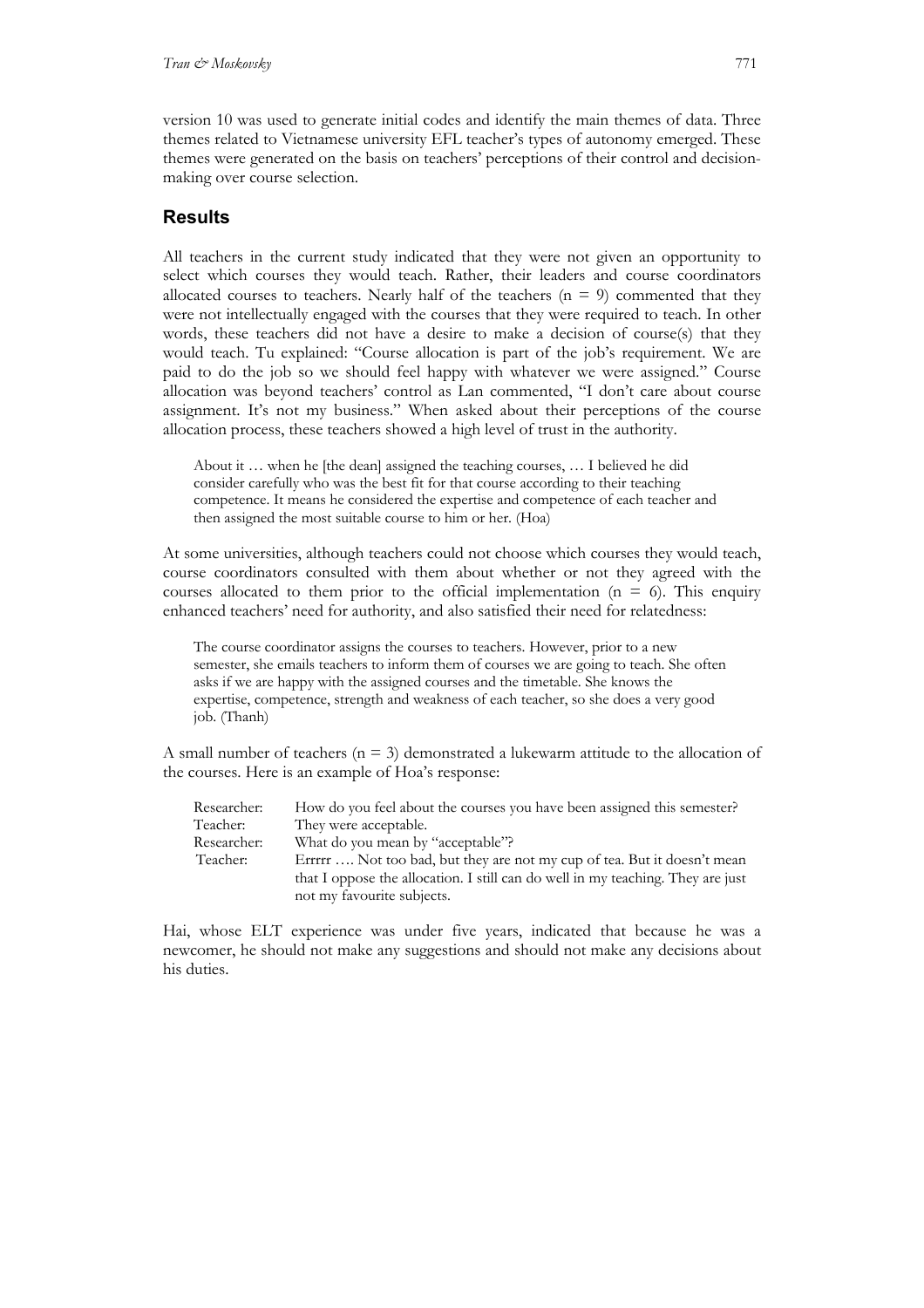version 10 was used to generate initial codes and identify the main themes of data. Three themes related to Vietnamese university EFL teacher's types of autonomy emerged. These themes were generated on the basis on teachers' perceptions of their control and decision-making over course selection.

## Results

All teachers in the current study indicated that they were not given an opportunity to select which courses they would teach. Rather, their leaders and course coordinators allocated courses to teachers. Nearly half of the teachers ($n = 9$) commented that they were not intellectually engaged with the courses that they were required to teach. In other words, these teachers did not have a desire to make a decision of course(s) that they would teach. Tu explained: "Course allocation is part of the job's requirement. We are paid to do the job so we should feel happy with whatever we were assigned." Course allocation was beyond teachers' control as Lan commented, "I don't care about course assignment. It's not my business." When asked about their perceptions of the course allocation process, these teachers showed a high level of trust in the authority.

> About it … when he [the dean] assigned the teaching courses, … I believed he did consider carefully who was the best fit for that course according to their teaching competence. It means he considered the expertise and competence of each teacher and then assigned the most suitable course to him or her. (Hoa)

At some universities, although teachers could not choose which courses they would teach, course coordinators consulted with them about whether or not they agreed with the courses allocated to them prior to the official implementation ($n = 6$). This enquiry enhanced teachers' need for authority, and also satisfied their need for relatedness:

> The course coordinator assigns the courses to teachers. However, prior to a new semester, she emails teachers to inform them of courses we are going to teach. She often asks if we are happy with the assigned courses and the timetable. She knows the expertise, competence, strength and weakness of each teacher, so she does a very good job. (Thanh)

A small number of teachers ($n = 3$) demonstrated a lukewarm attitude to the allocation of the courses. Here is an example of Hoa's response:

> Researcher: How do you feel about the courses you have been assigned this semester?
> Teacher: They were acceptable.
> Researcher: What do you mean by "acceptable"?
> Teacher: Errrrr …. Not too bad, but they are not my cup of tea. But it doesn't mean that I oppose the allocation. I still can do well in my teaching. They are just not my favourite subjects.

Hai, whose ELT experience was under five years, indicated that because he was a newcomer, he should not make any suggestions and should not make any decisions about his duties.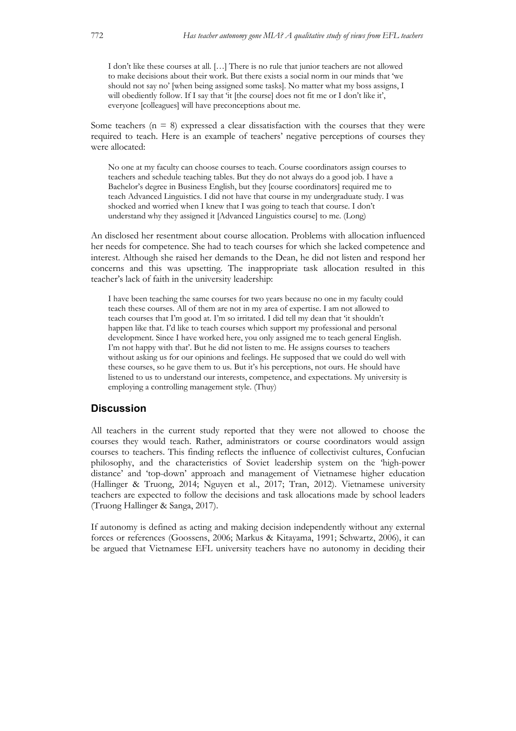> I don't like these courses at all. […] There is no rule that junior teachers are not allowed to make decisions about their work. But there exists a social norm in our minds that 'we should not say no' [when being assigned some tasks]. No matter what my boss assigns, I will obediently follow. If I say that 'it [the course] does not fit me or I don't like it', everyone [colleagues] will have preconceptions about me.

Some teachers ($n = 8$) expressed a clear dissatisfaction with the courses that they were required to teach. Here is an example of teachers' negative perceptions of courses they were allocated:

> No one at my faculty can choose courses to teach. Course coordinators assign courses to teachers and schedule teaching tables. But they do not always do a good job. I have a Bachelor's degree in Business English, but they [course coordinators] required me to teach Advanced Linguistics. I did not have that course in my undergraduate study. I was shocked and worried when I knew that I was going to teach that course. I don't understand why they assigned it [Advanced Linguistics course] to me. (Long)

An disclosed her resentment about course allocation. Problems with allocation influenced her needs for competence. She had to teach courses for which she lacked competence and interest. Although she raised her demands to the Dean, he did not listen and respond her concerns and this was upsetting. The inappropriate task allocation resulted in this teacher's lack of faith in the university leadership:

> I have been teaching the same courses for two years because no one in my faculty could teach these courses. All of them are not in my area of expertise. I am not allowed to teach courses that I'm good at. I'm so irritated. I did tell my dean that 'it shouldn't happen like that. I'd like to teach courses which support my professional and personal development. Since I have worked here, you only assigned me to teach general English. I'm not happy with that'. But he did not listen to me. He assigns courses to teachers without asking us for our opinions and feelings. He supposed that we could do well with these courses, so he gave them to us. But it's his perceptions, not ours. He should have listened to us to understand our interests, competence, and expectations. My university is employing a controlling management style. (Thuy)

## Discussion

All teachers in the current study reported that they were not allowed to choose the courses they would teach. Rather, administrators or course coordinators would assign courses to teachers. This finding reflects the influence of collectivist cultures, Confucian philosophy, and the characteristics of Soviet leadership system on the 'high-power distance' and 'top-down' approach and management of Vietnamese higher education (Hallinger & Truong, 2014; Nguyen et al., 2017; Tran, 2012). Vietnamese university teachers are expected to follow the decisions and task allocations made by school leaders (Truong Hallinger & Sanga, 2017).

If autonomy is defined as acting and making decision independently without any external forces or references (Goossens, 2006; Markus & Kitayama, 1991; Schwartz, 2006), it can be argued that Vietnamese EFL university teachers have no autonomy in deciding their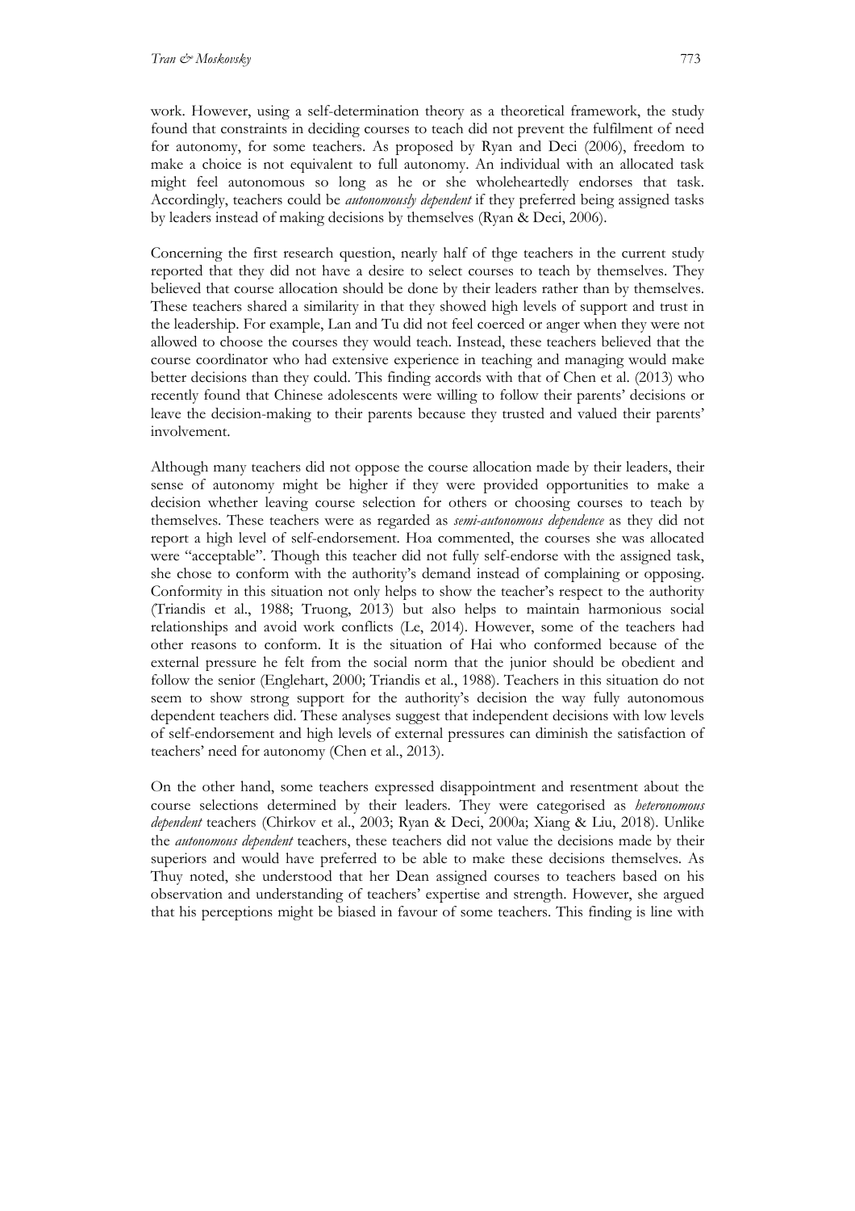work. However, using a self-determination theory as a theoretical framework, the study found that constraints in deciding courses to teach did not prevent the fulfilment of need for autonomy, for some teachers. As proposed by Ryan and Deci (2006), freedom to make a choice is not equivalent to full autonomy. An individual with an allocated task might feel autonomous so long as he or she wholeheartedly endorses that task. Accordingly, teachers could be *autonomously dependent* if they preferred being assigned tasks by leaders instead of making decisions by themselves (Ryan & Deci, 2006).

Concerning the first research question, nearly half of thge teachers in the current study reported that they did not have a desire to select courses to teach by themselves. They believed that course allocation should be done by their leaders rather than by themselves. These teachers shared a similarity in that they showed high levels of support and trust in the leadership. For example, Lan and Tu did not feel coerced or anger when they were not allowed to choose the courses they would teach. Instead, these teachers believed that the course coordinator who had extensive experience in teaching and managing would make better decisions than they could. This finding accords with that of Chen et al. (2013) who recently found that Chinese adolescents were willing to follow their parents' decisions or leave the decision-making to their parents because they trusted and valued their parents' involvement.

Although many teachers did not oppose the course allocation made by their leaders, their sense of autonomy might be higher if they were provided opportunities to make a decision whether leaving course selection for others or choosing courses to teach by themselves. These teachers were as regarded as *semi-autonomous dependence* as they did not report a high level of self-endorsement. Hoa commented, the courses she was allocated were "acceptable". Though this teacher did not fully self-endorse with the assigned task, she chose to conform with the authority's demand instead of complaining or opposing. Conformity in this situation not only helps to show the teacher's respect to the authority (Triandis et al., 1988; Truong, 2013) but also helps to maintain harmonious social relationships and avoid work conflicts (Le, 2014). However, some of the teachers had other reasons to conform. It is the situation of Hai who conformed because of the external pressure he felt from the social norm that the junior should be obedient and follow the senior (Englehart, 2000; Triandis et al., 1988). Teachers in this situation do not seem to show strong support for the authority's decision the way fully autonomous dependent teachers did. These analyses suggest that independent decisions with low levels of self-endorsement and high levels of external pressures can diminish the satisfaction of teachers' need for autonomy (Chen et al., 2013).

On the other hand, some teachers expressed disappointment and resentment about the course selections determined by their leaders. They were categorised as *heteronomous dependent* teachers (Chirkov et al., 2003; Ryan & Deci, 2000a; Xiang & Liu, 2018). Unlike the *autonomous dependent* teachers, these teachers did not value the decisions made by their superiors and would have preferred to be able to make these decisions themselves. As Thuy noted, she understood that her Dean assigned courses to teachers based on his observation and understanding of teachers' expertise and strength. However, she argued that his perceptions might be biased in favour of some teachers. This finding is line with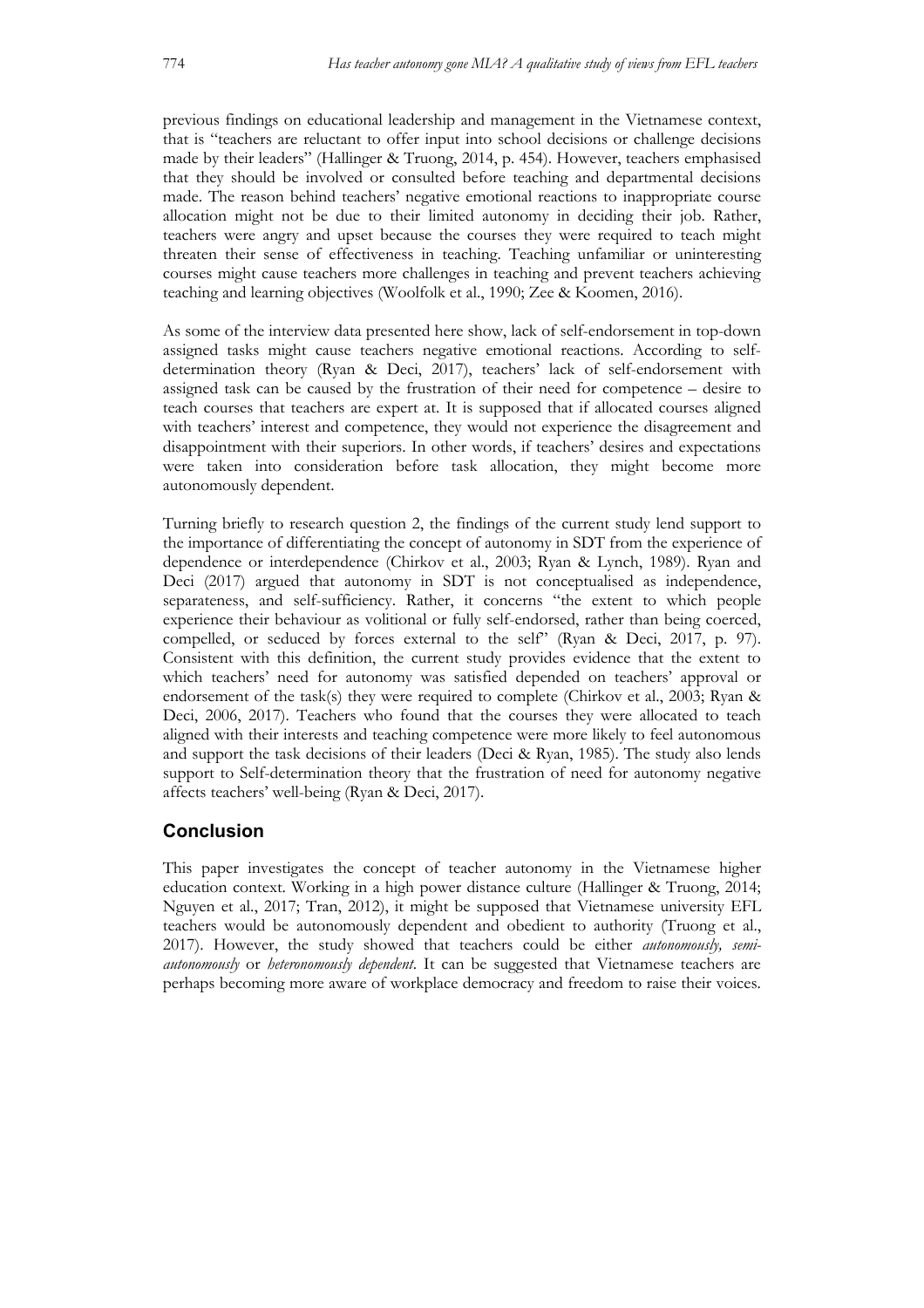previous findings on educational leadership and management in the Vietnamese context, that is "teachers are reluctant to offer input into school decisions or challenge decisions made by their leaders" (Hallinger & Truong, 2014, p. 454). However, teachers emphasised that they should be involved or consulted before teaching and departmental decisions made. The reason behind teachers' negative emotional reactions to inappropriate course allocation might not be due to their limited autonomy in deciding their job. Rather, teachers were angry and upset because the courses they were required to teach might threaten their sense of effectiveness in teaching. Teaching unfamiliar or uninteresting courses might cause teachers more challenges in teaching and prevent teachers achieving teaching and learning objectives (Woolfolk et al., 1990; Zee & Koomen, 2016).

As some of the interview data presented here show, lack of self-endorsement in top-down assigned tasks might cause teachers negative emotional reactions. According to self-determination theory (Ryan & Deci, 2017), teachers' lack of self-endorsement with assigned task can be caused by the frustration of their need for competence – desire to teach courses that teachers are expert at. It is supposed that if allocated courses aligned with teachers' interest and competence, they would not experience the disagreement and disappointment with their superiors. In other words, if teachers' desires and expectations were taken into consideration before task allocation, they might become more autonomously dependent.

Turning briefly to research question 2, the findings of the current study lend support to the importance of differentiating the concept of autonomy in SDT from the experience of dependence or interdependence (Chirkov et al., 2003; Ryan & Lynch, 1989). Ryan and Deci (2017) argued that autonomy in SDT is not conceptualised as independence, separateness, and self-sufficiency. Rather, it concerns "the extent to which people experience their behaviour as volitional or fully self-endorsed, rather than being coerced, compelled, or seduced by forces external to the self" (Ryan & Deci, 2017, p. 97). Consistent with this definition, the current study provides evidence that the extent to which teachers' need for autonomy was satisfied depended on teachers' approval or endorsement of the task(s) they were required to complete (Chirkov et al., 2003; Ryan & Deci, 2006, 2017). Teachers who found that the courses they were allocated to teach aligned with their interests and teaching competence were more likely to feel autonomous and support the task decisions of their leaders (Deci & Ryan, 1985). The study also lends support to Self-determination theory that the frustration of need for autonomy negative affects teachers' well-being (Ryan & Deci, 2017).

## Conclusion

This paper investigates the concept of teacher autonomy in the Vietnamese higher education context. Working in a high power distance culture (Hallinger & Truong, 2014; Nguyen et al., 2017; Tran, 2012), it might be supposed that Vietnamese university EFL teachers would be autonomously dependent and obedient to authority (Truong et al., 2017). However, the study showed that teachers could be either *autonomously, semi-autonomously* or *heteronomously dependent*. It can be suggested that Vietnamese teachers are perhaps becoming more aware of workplace democracy and freedom to raise their voices.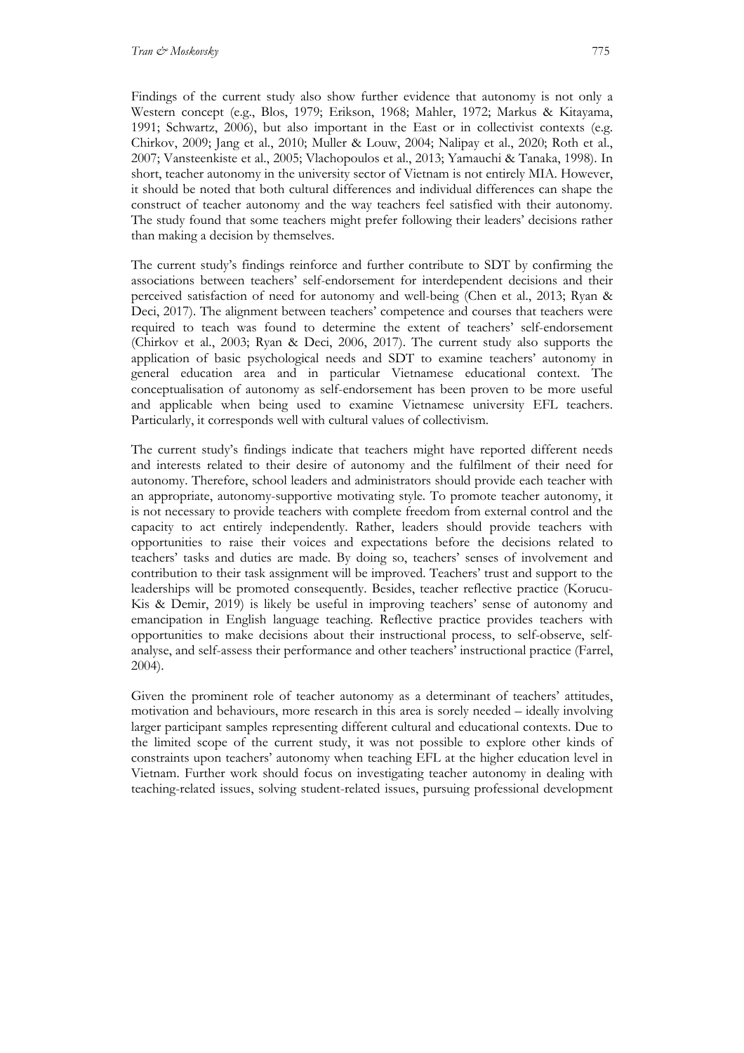Findings of the current study also show further evidence that autonomy is not only a Western concept (e.g., Blos, 1979; Erikson, 1968; Mahler, 1972; Markus & Kitayama, 1991; Schwartz, 2006), but also important in the East or in collectivist contexts (e.g. Chirkov, 2009; Jang et al., 2010; Muller & Louw, 2004; Nalipay et al., 2020; Roth et al., 2007; Vansteenkiste et al., 2005; Vlachopoulos et al., 2013; Yamauchi & Tanaka, 1998). In short, teacher autonomy in the university sector of Vietnam is not entirely MIA. However, it should be noted that both cultural differences and individual differences can shape the construct of teacher autonomy and the way teachers feel satisfied with their autonomy. The study found that some teachers might prefer following their leaders' decisions rather than making a decision by themselves.

The current study's findings reinforce and further contribute to SDT by confirming the associations between teachers' self-endorsement for interdependent decisions and their perceived satisfaction of need for autonomy and well-being (Chen et al., 2013; Ryan & Deci, 2017). The alignment between teachers' competence and courses that teachers were required to teach was found to determine the extent of teachers' self-endorsement (Chirkov et al., 2003; Ryan & Deci, 2006, 2017). The current study also supports the application of basic psychological needs and SDT to examine teachers' autonomy in general education area and in particular Vietnamese educational context. The conceptualisation of autonomy as self-endorsement has been proven to be more useful and applicable when being used to examine Vietnamese university EFL teachers. Particularly, it corresponds well with cultural values of collectivism.

The current study's findings indicate that teachers might have reported different needs and interests related to their desire of autonomy and the fulfilment of their need for autonomy. Therefore, school leaders and administrators should provide each teacher with an appropriate, autonomy-supportive motivating style. To promote teacher autonomy, it is not necessary to provide teachers with complete freedom from external control and the capacity to act entirely independently. Rather, leaders should provide teachers with opportunities to raise their voices and expectations before the decisions related to teachers' tasks and duties are made. By doing so, teachers' senses of involvement and contribution to their task assignment will be improved. Teachers' trust and support to the leaderships will be promoted consequently. Besides, teacher reflective practice (Korucu-Kis & Demir, 2019) is likely be useful in improving teachers' sense of autonomy and emancipation in English language teaching. Reflective practice provides teachers with opportunities to make decisions about their instructional process, to self-observe, self-analyse, and self-assess their performance and other teachers' instructional practice (Farrel, 2004).

Given the prominent role of teacher autonomy as a determinant of teachers' attitudes, motivation and behaviours, more research in this area is sorely needed – ideally involving larger participant samples representing different cultural and educational contexts. Due to the limited scope of the current study, it was not possible to explore other kinds of constraints upon teachers' autonomy when teaching EFL at the higher education level in Vietnam. Further work should focus on investigating teacher autonomy in dealing with teaching-related issues, solving student-related issues, pursuing professional development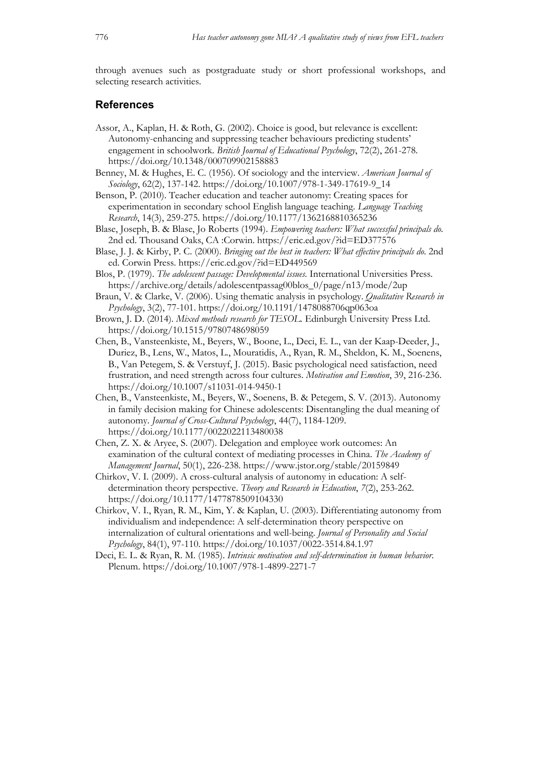through avenues such as postgraduate study or short professional workshops, and selecting research activities.

## References

Assor, A., Kaplan, H. & Roth, G. (2002). Choice is good, but relevance is excellent: Autonomy-enhancing and suppressing teacher behaviours predicting students' engagement in schoolwork. *British Journal of Educational Psychology*, 72(2), 261-278. https://doi.org/10.1348/000709902158883

Benney, M. & Hughes, E. C. (1956). Of sociology and the interview. *American Journal of Sociology*, 62(2), 137-142. https://doi.org/10.1007/978-1-349-17619-9_14

Benson, P. (2010). Teacher education and teacher autonomy: Creating spaces for experimentation in secondary school English language teaching. *Language Teaching Research*, 14(3), 259-275. https://doi.org/10.1177/1362168810365236

Blase, Joseph, B. & Blase, Jo Roberts (1994). *Empowering teachers: What successful principals do.* 2nd ed. Thousand Oaks, CA :Corwin. https://eric.ed.gov/?id=ED377576

Blase, J. J. & Kirby, P. C. (2000). *Bringing out the best in teachers: What effective principals do.* 2nd ed. Corwin Press. https://eric.ed.gov/?id=ED449569

Blos, P. (1979). *The adolescent passage: Developmental issues.* International Universities Press. https://archive.org/details/adolescentpassag00blos_0/page/n13/mode/2up

Braun, V. & Clarke, V. (2006). Using thematic analysis in psychology. *Qualitative Research in Psychology*, 3(2), 77-101. https://doi.org/10.1191/1478088706qp063oa

Brown, J. D. (2014). *Mixed methods research for TESOL.* Edinburgh University Press Ltd. https://doi.org/10.1515/9780748698059

Chen, B., Vansteenkiste, M., Beyers, W., Boone, L., Deci, E. L., van der Kaap-Deeder, J., Duriez, B., Lens, W., Matos, L., Mouratidis, A., Ryan, R. M., Sheldon, K. M., Soenens, B., Van Petegem, S. & Verstuyf, J. (2015). Basic psychological need satisfaction, need frustration, and need strength across four cultures. *Motivation and Emotion*, 39, 216-236. https://doi.org/10.1007/s11031-014-9450-1

Chen, B., Vansteenkiste, M., Beyers, W., Soenens, B. & Petegem, S. V. (2013). Autonomy in family decision making for Chinese adolescents: Disentangling the dual meaning of autonomy. *Journal of Cross-Cultural Psychology*, 44(7), 1184-1209. https://doi.org/10.1177/0022022113480038

Chen, Z. X. & Aryee, S. (2007). Delegation and employee work outcomes: An examination of the cultural context of mediating processes in China. *The Academy of Management Journal*, 50(1), 226-238. https://www.jstor.org/stable/20159849

Chirkov, V. I. (2009). A cross-cultural analysis of autonomy in education: A self-determination theory perspective. *Theory and Research in Education*, *7*(2), 253-262. https://doi.org/10.1177/1477878509104330

Chirkov, V. I., Ryan, R. M., Kim, Y. & Kaplan, U. (2003). Differentiating autonomy from individualism and independence: A self-determination theory perspective on internalization of cultural orientations and well-being. *Journal of Personality and Social Psychology*, 84(1), 97-110. https://doi.org/10.1037/0022-3514.84.1.97

Deci, E. L. & Ryan, R. M. (1985). *Intrinsic motivation and self-determination in human behavior.* Plenum. https://doi.org/10.1007/978-1-4899-2271-7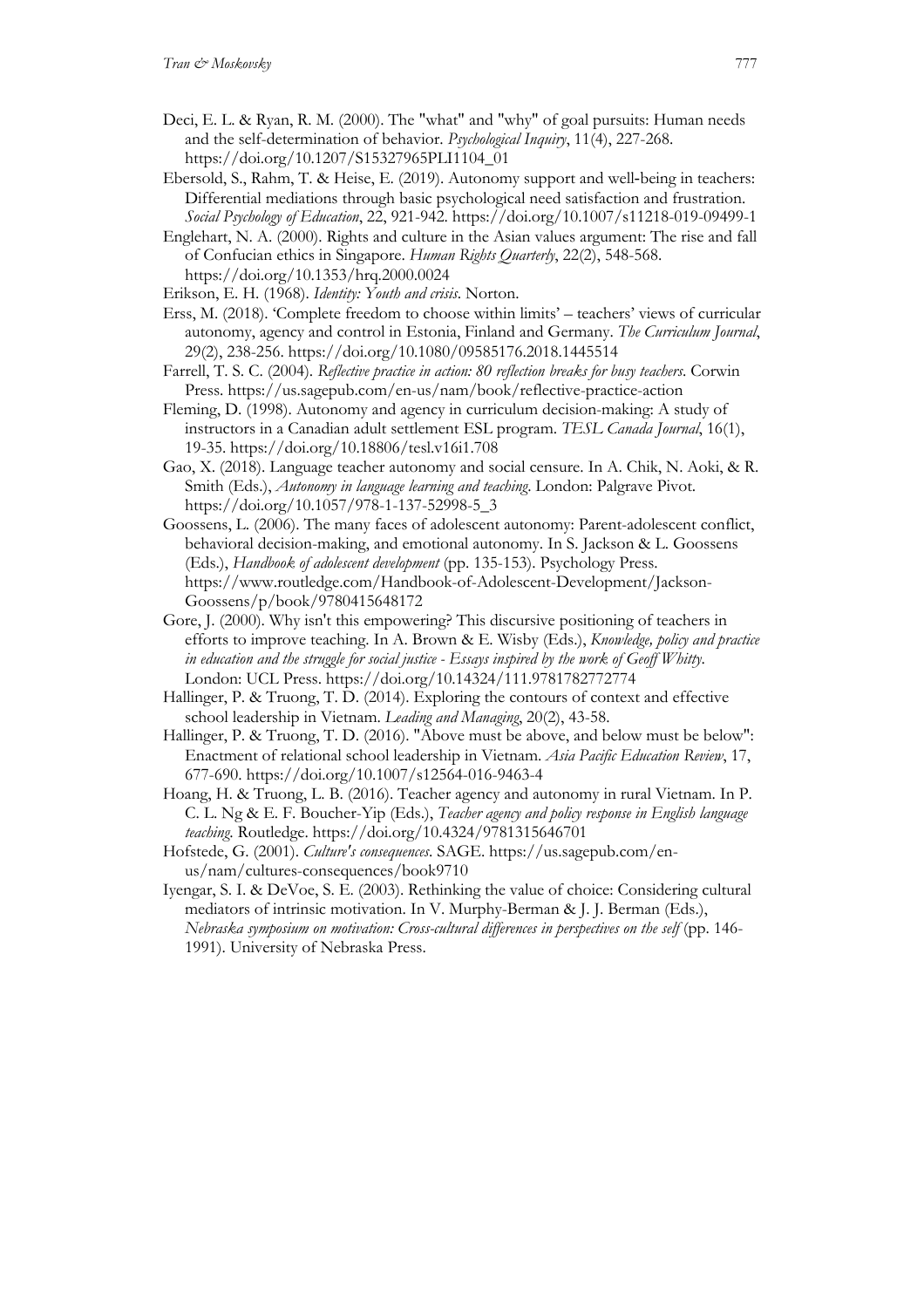Deci, E. L. & Ryan, R. M. (2000). The "what" and "why" of goal pursuits: Human needs and the self-determination of behavior. *Psychological Inquiry*, 11(4), 227-268. https://doi.org/10.1207/S15327965PLI1104_01

Ebersold, S., Rahm, T. & Heise, E. (2019). Autonomy support and well-being in teachers: Differential mediations through basic psychological need satisfaction and frustration. *Social Psychology of Education*, 22, 921-942. https://doi.org/10.1007/s11218-019-09499-1

Englehart, N. A. (2000). Rights and culture in the Asian values argument: The rise and fall of Confucian ethics in Singapore. *Human Rights Quarterly*, 22(2), 548-568. https://doi.org/10.1353/hrq.2000.0024

Erikson, E. H. (1968). *Identity: Youth and crisis*. Norton.

Erss, M. (2018). 'Complete freedom to choose within limits' – teachers' views of curricular autonomy, agency and control in Estonia, Finland and Germany. *The Curriculum Journal*, 29(2), 238-256. https://doi.org/10.1080/09585176.2018.1445514

Farrell, T. S. C. (2004). *Reflective practice in action: 80 reflection breaks for busy teachers*. Corwin Press. https://us.sagepub.com/en-us/nam/book/reflective-practice-action

Fleming, D. (1998). Autonomy and agency in curriculum decision-making: A study of instructors in a Canadian adult settlement ESL program. *TESL Canada Journal*, 16(1), 19-35. https://doi.org/10.18806/tesl.v16i1.708

Gao, X. (2018). Language teacher autonomy and social censure. In A. Chik, N. Aoki, & R. Smith (Eds.), *Autonomy in language learning and teaching*. London: Palgrave Pivot. https://doi.org/10.1057/978-1-137-52998-5_3

Goossens, L. (2006). The many faces of adolescent autonomy: Parent-adolescent conflict, behavioral decision-making, and emotional autonomy. In S. Jackson & L. Goossens (Eds.), *Handbook of adolescent development* (pp. 135-153). Psychology Press. https://www.routledge.com/Handbook-of-Adolescent-Development/Jackson-Goossens/p/book/9780415648172

Gore, J. (2000). Why isn't this empowering? This discursive positioning of teachers in efforts to improve teaching. In A. Brown & E. Wisby (Eds.), *Knowledge, policy and practice in education and the struggle for social justice - Essays inspired by the work of Geoff Whitty*. London: UCL Press. https://doi.org/10.14324/111.9781782772774

Hallinger, P. & Truong, T. D. (2014). Exploring the contours of context and effective school leadership in Vietnam. *Leading and Managing*, 20(2), 43-58.

Hallinger, P. & Truong, T. D. (2016). "Above must be above, and below must be below": Enactment of relational school leadership in Vietnam. *Asia Pacific Education Review*, 17, 677-690. https://doi.org/10.1007/s12564-016-9463-4

Hoang, H. & Truong, L. B. (2016). Teacher agency and autonomy in rural Vietnam. In P. C. L. Ng & E. F. Boucher-Yip (Eds.), *Teacher agency and policy response in English language teaching*. Routledge. https://doi.org/10.4324/9781315646701

Hofstede, G. (2001). *Culture's consequences*. SAGE. https://us.sagepub.com/en-us/nam/cultures-consequences/book9710

Iyengar, S. I. & DeVoe, S. E. (2003). Rethinking the value of choice: Considering cultural mediators of intrinsic motivation. In V. Murphy-Berman & J. J. Berman (Eds.), *Nebraska symposium on motivation: Cross-cultural differences in perspectives on the self* (pp. 146-1991). University of Nebraska Press.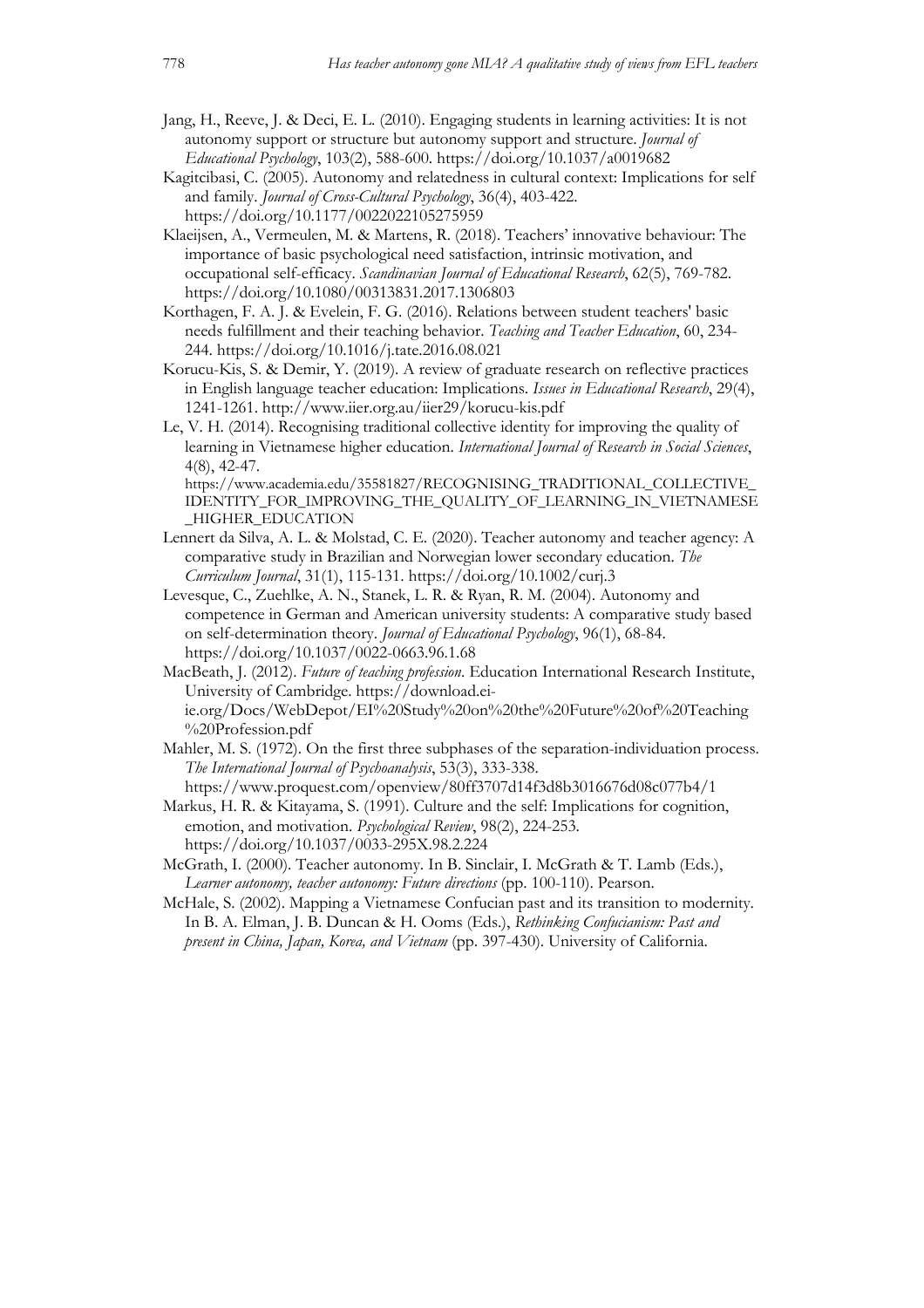Jang, H., Reeve, J. & Deci, E. L. (2010). Engaging students in learning activities: It is not autonomy support or structure but autonomy support and structure. *Journal of Educational Psychology*, 103(2), 588-600. https://doi.org/10.1037/a0019682

Kagitcibasi, C. (2005). Autonomy and relatedness in cultural context: Implications for self and family. *Journal of Cross-Cultural Psychology*, 36(4), 403-422. https://doi.org/10.1177/0022022105275959

Klaeijsen, A., Vermeulen, M. & Martens, R. (2018). Teachers' innovative behaviour: The importance of basic psychological need satisfaction, intrinsic motivation, and occupational self-efficacy. *Scandinavian Journal of Educational Research*, 62(5), 769-782. https://doi.org/10.1080/00313831.2017.1306803

Korthagen, F. A. J. & Evelein, F. G. (2016). Relations between student teachers' basic needs fulfillment and their teaching behavior. *Teaching and Teacher Education*, 60, 234-244. https://doi.org/10.1016/j.tate.2016.08.021

Korucu-Kis, S. & Demir, Y. (2019). A review of graduate research on reflective practices in English language teacher education: Implications. *Issues in Educational Research*, 29(4), 1241-1261. http://www.iier.org.au/iier29/korucu-kis.pdf

Le, V. H. (2014). Recognising traditional collective identity for improving the quality of learning in Vietnamese higher education. *International Journal of Research in Social Sciences*, 4(8), 42-47. https://www.academia.edu/35581827/RECOGNISING_TRADITIONAL_COLLECTIVE_IDENTITY_FOR_IMPROVING_THE_QUALITY_OF_LEARNING_IN_VIETNAMESE_HIGHER_EDUCATION

Lennert da Silva, A. L. & Molstad, C. E. (2020). Teacher autonomy and teacher agency: A comparative study in Brazilian and Norwegian lower secondary education. *The Curriculum Journal*, 31(1), 115-131. https://doi.org/10.1002/curj.3

Levesque, C., Zuehlke, A. N., Stanek, L. R. & Ryan, R. M. (2004). Autonomy and competence in German and American university students: A comparative study based on self-determination theory. *Journal of Educational Psychology*, 96(1), 68-84. https://doi.org/10.1037/0022-0663.96.1.68

MacBeath, J. (2012). *Future of teaching profession*. Education International Research Institute, University of Cambridge. https://download.ei-ie.org/Docs/WebDepot/EI%20Study%20on%20the%20Future%20of%20Teaching%20Profession.pdf

Mahler, M. S. (1972). On the first three subphases of the separation-individuation process. *The International Journal of Psychoanalysis*, 53(3), 333-338. https://www.proquest.com/openview/80ff3707d14f3d8b3016676d08c077b4/1

Markus, H. R. & Kitayama, S. (1991). Culture and the self: Implications for cognition, emotion, and motivation. *Psychological Review*, 98(2), 224-253. https://doi.org/10.1037/0033-295X.98.2.224

McGrath, I. (2000). Teacher autonomy. In B. Sinclair, I. McGrath & T. Lamb (Eds.), *Learner autonomy, teacher autonomy: Future directions* (pp. 100-110). Pearson.

McHale, S. (2002). Mapping a Vietnamese Confucian past and its transition to modernity. In B. A. Elman, J. B. Duncan & H. Ooms (Eds.), *Rethinking Confucianism: Past and present in China, Japan, Korea, and Vietnam* (pp. 397-430). University of California.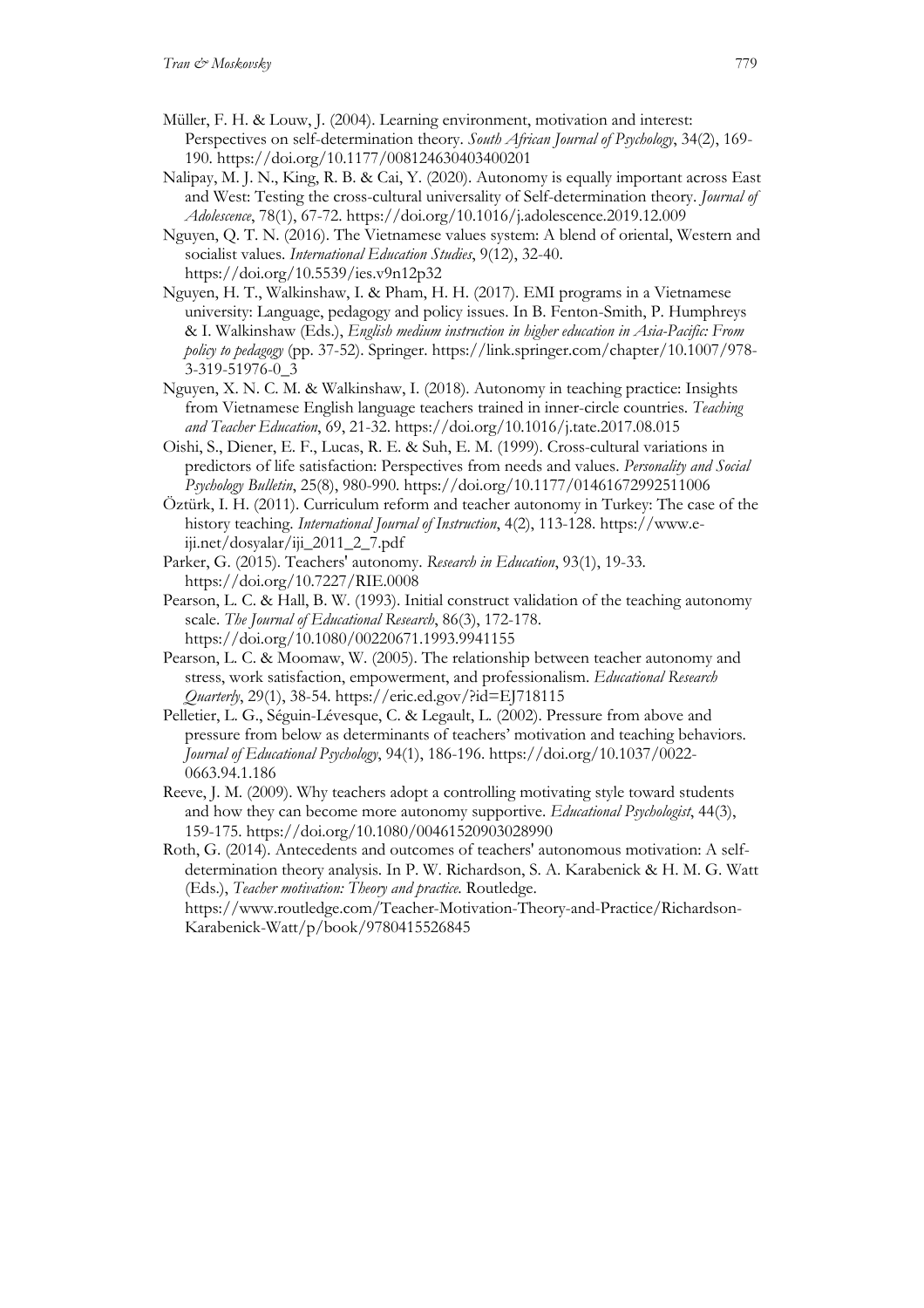Müller, F. H. & Louw, J. (2004). Learning environment, motivation and interest: Perspectives on self-determination theory. *South African Journal of Psychology*, 34(2), 169-190. https://doi.org/10.1177/008124630403400201

Nalipay, M. J. N., King, R. B. & Cai, Y. (2020). Autonomy is equally important across East and West: Testing the cross-cultural universality of Self-determination theory. *Journal of Adolescence*, 78(1), 67-72. https://doi.org/10.1016/j.adolescence.2019.12.009

Nguyen, Q. T. N. (2016). The Vietnamese values system: A blend of oriental, Western and socialist values. *International Education Studies*, 9(12), 32-40. https://doi.org/10.5539/ies.v9n12p32

Nguyen, H. T., Walkinshaw, I. & Pham, H. H. (2017). EMI programs in a Vietnamese university: Language, pedagogy and policy issues. In B. Fenton-Smith, P. Humphreys & I. Walkinshaw (Eds.), *English medium instruction in higher education in Asia-Pacific: From policy to pedagogy* (pp. 37-52). Springer. https://link.springer.com/chapter/10.1007/978-3-319-51976-0_3

Nguyen, X. N. C. M. & Walkinshaw, I. (2018). Autonomy in teaching practice: Insights from Vietnamese English language teachers trained in inner-circle countries. *Teaching and Teacher Education*, 69, 21-32. https://doi.org/10.1016/j.tate.2017.08.015

Oishi, S., Diener, E. F., Lucas, R. E. & Suh, E. M. (1999). Cross-cultural variations in predictors of life satisfaction: Perspectives from needs and values. *Personality and Social Psychology Bulletin*, 25(8), 980-990. https://doi.org/10.1177/01461672992511006

Öztürk, I. H. (2011). Curriculum reform and teacher autonomy in Turkey: The case of the history teaching. *International Journal of Instruction*, 4(2), 113-128. https://www.e-iji.net/dosyalar/iji_2011_2_7.pdf

Parker, G. (2015). Teachers' autonomy. *Research in Education*, 93(1), 19-33. https://doi.org/10.7227/RIE.0008

Pearson, L. C. & Hall, B. W. (1993). Initial construct validation of the teaching autonomy scale. *The Journal of Educational Research*, 86(3), 172-178. https://doi.org/10.1080/00220671.1993.9941155

Pearson, L. C. & Moomaw, W. (2005). The relationship between teacher autonomy and stress, work satisfaction, empowerment, and professionalism. *Educational Research Quarterly*, 29(1), 38-54. https://eric.ed.gov/?id=EJ718115

Pelletier, L. G., Séguin-Lévesque, C. & Legault, L. (2002). Pressure from above and pressure from below as determinants of teachers' motivation and teaching behaviors. *Journal of Educational Psychology*, 94(1), 186-196. https://doi.org/10.1037/0022-0663.94.1.186

Reeve, J. M. (2009). Why teachers adopt a controlling motivating style toward students and how they can become more autonomy supportive. *Educational Psychologist*, 44(3), 159-175. https://doi.org/10.1080/00461520903028990

Roth, G. (2014). Antecedents and outcomes of teachers' autonomous motivation: A self-determination theory analysis. In P. W. Richardson, S. A. Karabenick & H. M. G. Watt (Eds.), *Teacher motivation: Theory and practice*. Routledge. https://www.routledge.com/Teacher-Motivation-Theory-and-Practice/Richardson-Karabenick-Watt/p/book/9780415526845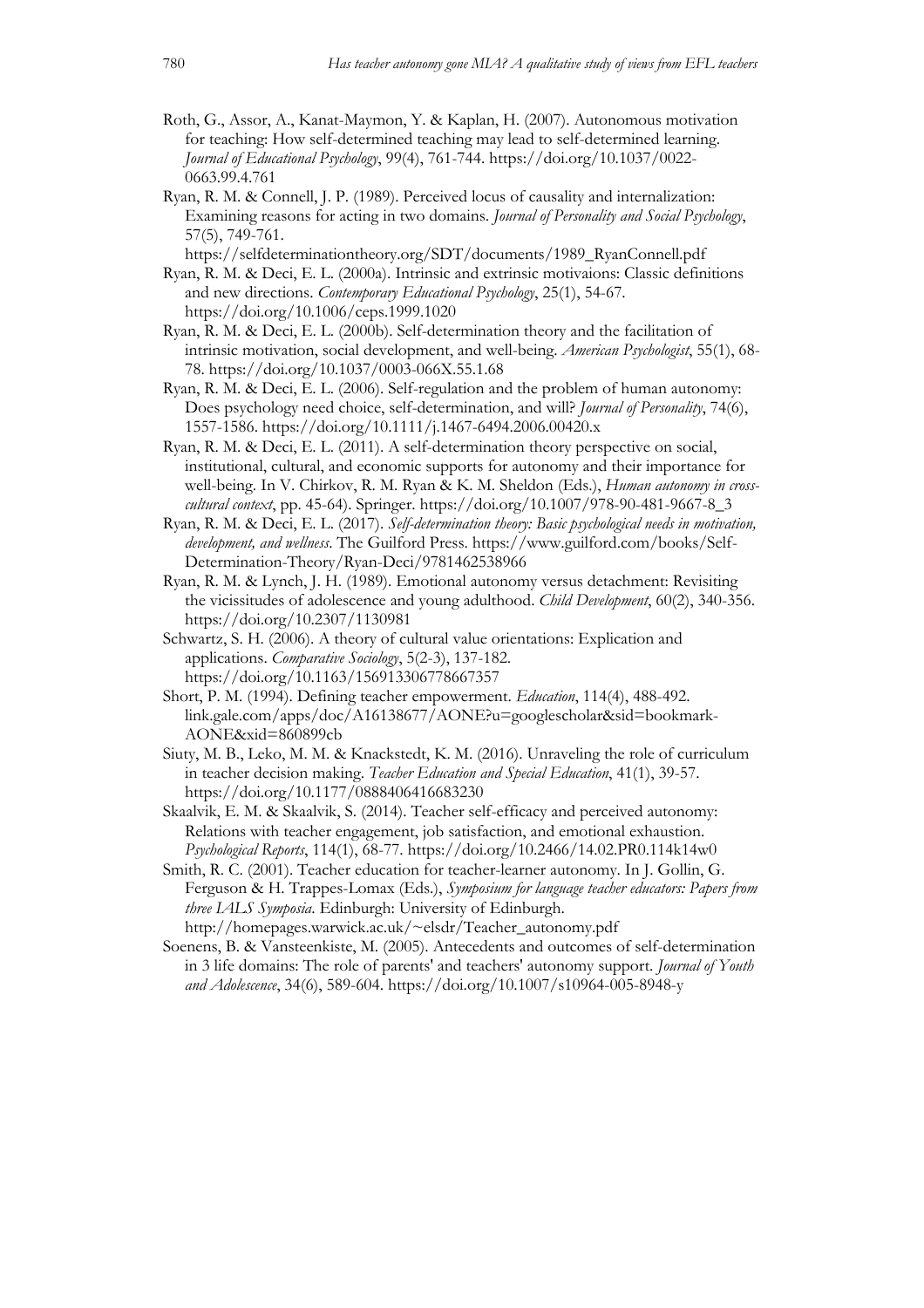Roth, G., Assor, A., Kanat-Maymon, Y. & Kaplan, H. (2007). Autonomous motivation for teaching: How self-determined teaching may lead to self-determined learning. *Journal of Educational Psychology*, 99(4), 761-744. https://doi.org/10.1037/0022-0663.99.4.761

Ryan, R. M. & Connell, J. P. (1989). Perceived locus of causality and internalization: Examining reasons for acting in two domains. *Journal of Personality and Social Psychology*, 57(5), 749-761. https://selfdeterminationtheory.org/SDT/documents/1989_RyanConnell.pdf

Ryan, R. M. & Deci, E. L. (2000a). Intrinsic and extrinsic motivaions: Classic definitions and new directions. *Contemporary Educational Psychology*, 25(1), 54-67. https://doi.org/10.1006/ceps.1999.1020

Ryan, R. M. & Deci, E. L. (2000b). Self-determination theory and the facilitation of intrinsic motivation, social development, and well-being. *American Psychologist*, 55(1), 68-78. https://doi.org/10.1037/0003-066X.55.1.68

Ryan, R. M. & Deci, E. L. (2006). Self-regulation and the problem of human autonomy: Does psychology need choice, self-determination, and will? *Journal of Personality*, 74(6), 1557-1586. https://doi.org/10.1111/j.1467-6494.2006.00420.x

Ryan, R. M. & Deci, E. L. (2011). A self-determination theory perspective on social, institutional, cultural, and economic supports for autonomy and their importance for well-being. In V. Chirkov, R. M. Ryan & K. M. Sheldon (Eds.), *Human autonomy in cross-cultural context*, pp. 45-64). Springer. https://doi.org/10.1007/978-90-481-9667-8_3

Ryan, R. M. & Deci, E. L. (2017). *Self-determination theory: Basic psychological needs in motivation, development, and wellness*. The Guilford Press. https://www.guilford.com/books/Self-Determination-Theory/Ryan-Deci/9781462538966

Ryan, R. M. & Lynch, J. H. (1989). Emotional autonomy versus detachment: Revisiting the vicissitudes of adolescence and young adulthood. *Child Development*, 60(2), 340-356. https://doi.org/10.2307/1130981

Schwartz, S. H. (2006). A theory of cultural value orientations: Explication and applications. *Comparative Sociology*, 5(2-3), 137-182. https://doi.org/10.1163/156913306778667357

Short, P. M. (1994). Defining teacher empowerment. *Education*, 114(4), 488-492. link.gale.com/apps/doc/A16138677/AONE?u=googlescholar&sid=bookmark-AONE&xid=860899cb

Siuty, M. B., Leko, M. M. & Knackstedt, K. M. (2016). Unraveling the role of curriculum in teacher decision making. *Teacher Education and Special Education*, 41(1), 39-57. https://doi.org/10.1177/0888406416683230

Skaalvik, E. M. & Skaalvik, S. (2014). Teacher self-efficacy and perceived autonomy: Relations with teacher engagement, job satisfaction, and emotional exhaustion. *Psychological Reports*, 114(1), 68-77. https://doi.org/10.2466/14.02.PR0.114k14w0

Smith, R. C. (2001). Teacher education for teacher-learner autonomy. In J. Gollin, G. Ferguson & H. Trappes-Lomax (Eds.), *Symposium for language teacher educators: Papers from three IALS Symposia*. Edinburgh: University of Edinburgh. http://homepages.warwick.ac.uk/~elsdr/Teacher_autonomy.pdf

Soenens, B. & Vansteenkiste, M. (2005). Antecedents and outcomes of self-determination in 3 life domains: The role of parents' and teachers' autonomy support. *Journal of Youth and Adolescence*, 34(6), 589-604. https://doi.org/10.1007/s10964-005-8948-y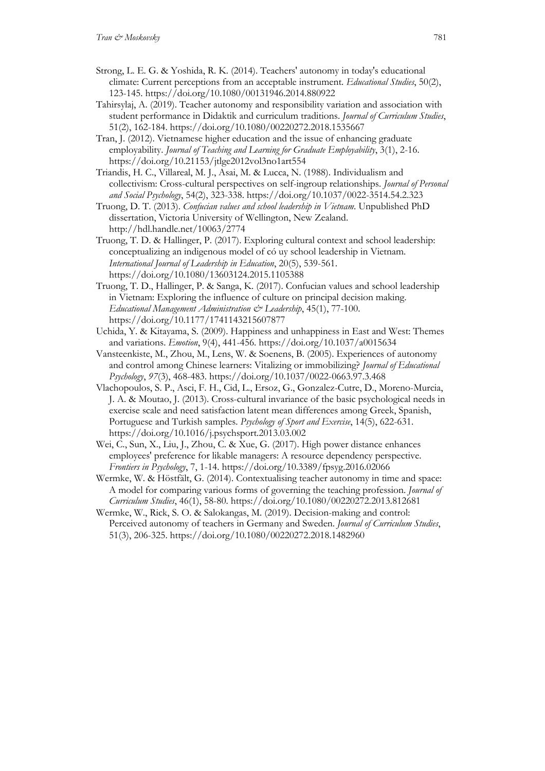Strong, L. E. G. & Yoshida, R. K. (2014). Teachers' autonomy in today's educational climate: Current perceptions from an acceptable instrument. *Educational Studies*, 50(2), 123-145. https://doi.org/10.1080/00131946.2014.880922

Tahirsylaj, A. (2019). Teacher autonomy and responsibility variation and association with student performance in Didaktik and curriculum traditions. *Journal of Curriculum Studies*, 51(2), 162-184. https://doi.org/10.1080/00220272.2018.1535667

Tran, J. (2012). Vietnamese higher education and the issue of enhancing graduate employability. *Journal of Teaching and Learning for Graduate Employability*, 3(1), 2-16. https://doi.org/10.21153/jtlge2012vol3no1art554

Triandis, H. C., Villareal, M. J., Asai, M. & Lucca, N. (1988). Individualism and collectivism: Cross-cultural perspectives on self-ingroup relationships. *Journal of Personal and Social Psychology*, 54(2), 323-338. https://doi.org/10.1037/0022-3514.54.2.323

Truong, D. T. (2013). *Confucian values and school leadership in Vietnam*. Unpublished PhD dissertation, Victoria University of Wellington, New Zealand. http://hdl.handle.net/10063/2774

Truong, T. D. & Hallinger, P. (2017). Exploring cultural context and school leadership: conceptualizing an indigenous model of có uy school leadership in Vietnam. *International Journal of Leadership in Education*, 20(5), 539-561. https://doi.org/10.1080/13603124.2015.1105388

Truong, T. D., Hallinger, P. & Sanga, K. (2017). Confucian values and school leadership in Vietnam: Exploring the influence of culture on principal decision making. *Educational Management Administration & Leadership*, 45(1), 77-100. https://doi.org/10.1177/1741143215607877

Uchida, Y. & Kitayama, S. (2009). Happiness and unhappiness in East and West: Themes and variations. *Emotion*, 9(4), 441-456. https://doi.org/10.1037/a0015634

Vansteenkiste, M., Zhou, M., Lens, W. & Soenens, B. (2005). Experiences of autonomy and control among Chinese learners: Vitalizing or immobilizing? *Journal of Educational Psychology*, *97*(3), 468-483. https://doi.org/10.1037/0022-0663.97.3.468

Vlachopoulos, S. P., Asci, F. H., Cid, L., Ersoz, G., Gonzalez-Cutre, D., Moreno-Murcia, J. A. & Moutao, J. (2013). Cross-cultural invariance of the basic psychological needs in exercise scale and need satisfaction latent mean differences among Greek, Spanish, Portuguese and Turkish samples. *Psychology of Sport and Exercise*, 14(5), 622-631. https://doi.org/10.1016/j.psychsport.2013.03.002

Wei, C., Sun, X., Liu, J., Zhou, C. & Xue, G. (2017). High power distance enhances employees' preference for likable managers: A resource dependency perspective. *Frontiers in Psychology*, 7, 1-14. https://doi.org/10.3389/fpsyg.2016.02066

Wermke, W. & Höstfält, G. (2014). Contextualising teacher autonomy in time and space: A model for comparing various forms of governing the teaching profession. *Journal of Curriculum Studies*, 46(1), 58-80. https://doi.org/10.1080/00220272.2013.812681

Wermke, W., Rick, S. O. & Salokangas, M. (2019). Decision-making and control: Perceived autonomy of teachers in Germany and Sweden. *Journal of Curriculum Studies*, 51(3), 206-325. https://doi.org/10.1080/00220272.2018.1482960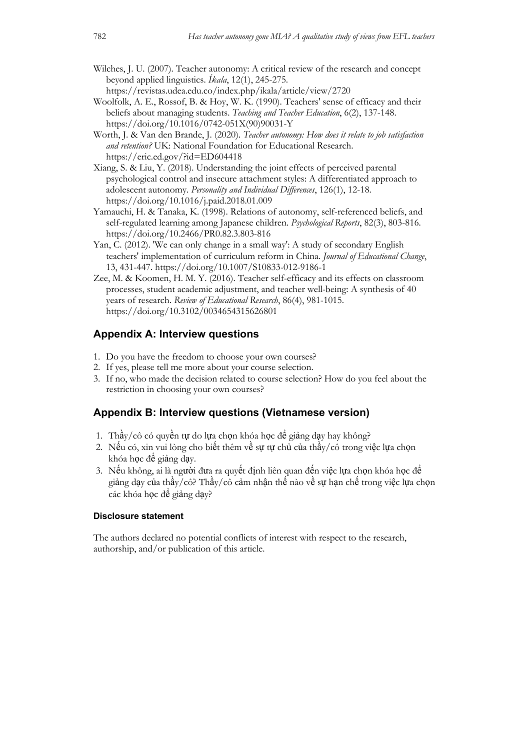Wilches, J. U. (2007). Teacher autonomy: A critical review of the research and concept beyond applied linguistics. *Íkala*, 12(1), 245-275. https://revistas.udea.edu.co/index.php/ikala/article/view/2720

Woolfolk, A. E., Rossof, B. & Hoy, W. K. (1990). Teachers' sense of efficacy and their beliefs about managing students. *Teaching and Teacher Education*, 6(2), 137-148. https://doi.org/10.1016/0742-051X(90)90031-Y

Worth, J. & Van den Brande, J. (2020). *Teacher autonomy: How does it relate to job satisfaction and retention?* UK: National Foundation for Educational Research. https://eric.ed.gov/?id=ED604418

Xiang, S. & Liu, Y. (2018). Understanding the joint effects of perceived parental psychological control and insecure attachment styles: A differentiated approach to adolescent autonomy. *Personality and Individual Differences*, 126(1), 12-18. https://doi.org/10.1016/j.paid.2018.01.009

Yamauchi, H. & Tanaka, K. (1998). Relations of autonomy, self-referenced beliefs, and self-regulated learning among Japanese children. *Psychological Reports*, 82(3), 803-816. https://doi.org/10.2466/PR0.82.3.803-816

Yan, C. (2012). 'We can only change in a small way': A study of secondary English teachers' implementation of curriculum reform in China. *Journal of Educational Change*, 13, 431-447. https://doi.org/10.1007/S10833-012-9186-1

Zee, M. & Koomen, H. M. Y. (2016). Teacher self-efficacy and its effects on classroom processes, student academic adjustment, and teacher well-being: A synthesis of 40 years of research. *Review of Educational Research*, 86(4), 981-1015. https://doi.org/10.3102/0034654315626801

## Appendix A: Interview questions

1. Do you have the freedom to choose your own courses?
2. If yes, please tell me more about your course selection.
3. If no, who made the decision related to course selection? How do you feel about the restriction in choosing your own courses?

## Appendix B: Interview questions (Vietnamese version)

1. Thầy/cô có quyền tự do lựa chọn khóa học để giảng dạy hay không?
2. Nếu có, xin vui lòng cho biết thêm về sự tự chủ của thầy/cô trong việc lựa chọn khóa học để giảng dạy.
3. Nếu không, ai là người đưa ra quyết định liên quan đến việc lựa chọn khóa học để giảng dạy của thầy/cô? Thầy/cô cảm nhận thế nào về sự hạn chế trong việc lựa chọn các khóa học để giảng dạy?

#### Disclosure statement

The authors declared no potential conflicts of interest with respect to the research, authorship, and/or publication of this article.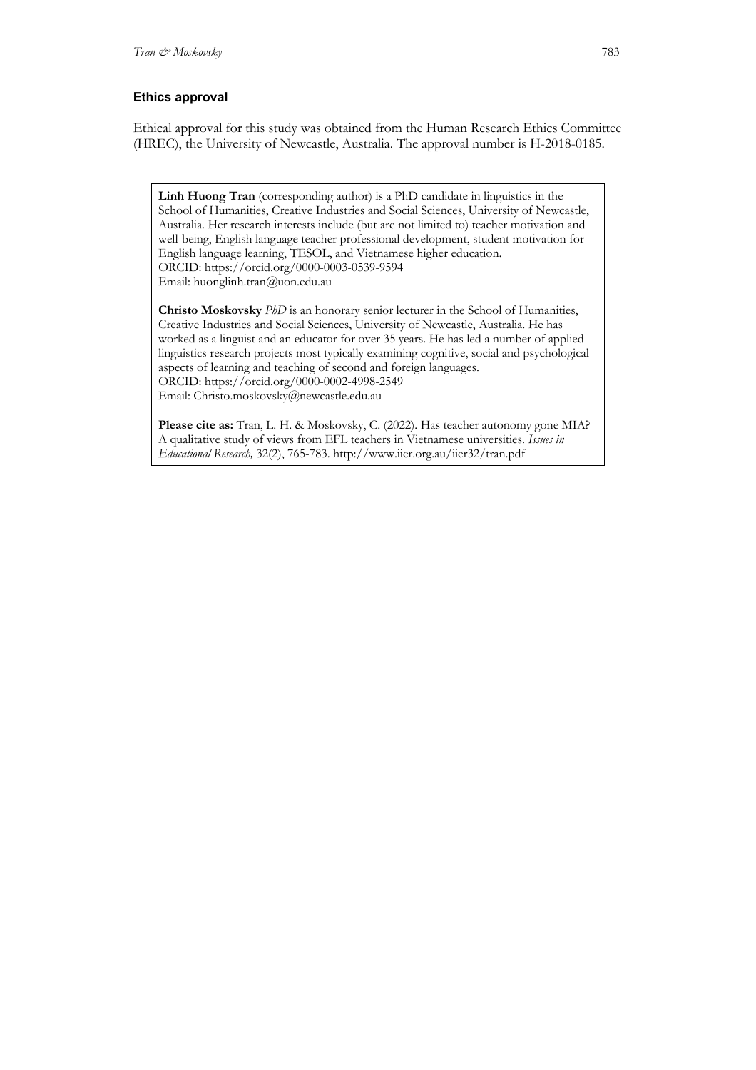## Ethics approval

Ethical approval for this study was obtained from the Human Research Ethics Committee (HREC), the University of Newcastle, Australia. The approval number is H-2018-0185.

**Linh Huong Tran** (corresponding author) is a PhD candidate in linguistics in the School of Humanities, Creative Industries and Social Sciences, University of Newcastle, Australia. Her research interests include (but are not limited to) teacher motivation and well-being, English language teacher professional development, student motivation for English language learning, TESOL, and Vietnamese higher education.
ORCID: https://orcid.org/0000-0003-0539-9594
Email: huonglinh.tran@uon.edu.au

**Christo Moskovsky** *PhD* is an honorary senior lecturer in the School of Humanities, Creative Industries and Social Sciences, University of Newcastle, Australia. He has worked as a linguist and an educator for over 35 years. He has led a number of applied linguistics research projects most typically examining cognitive, social and psychological aspects of learning and teaching of second and foreign languages.
ORCID: https://orcid.org/0000-0002-4998-2549
Email: Christo.moskovsky@newcastle.edu.au

**Please cite as:** Tran, L. H. & Moskovsky, C. (2022). Has teacher autonomy gone MIA? A qualitative study of views from EFL teachers in Vietnamese universities. *Issues in Educational Research,* 32(2), 765-783. http://www.iier.org.au/iier32/tran.pdf